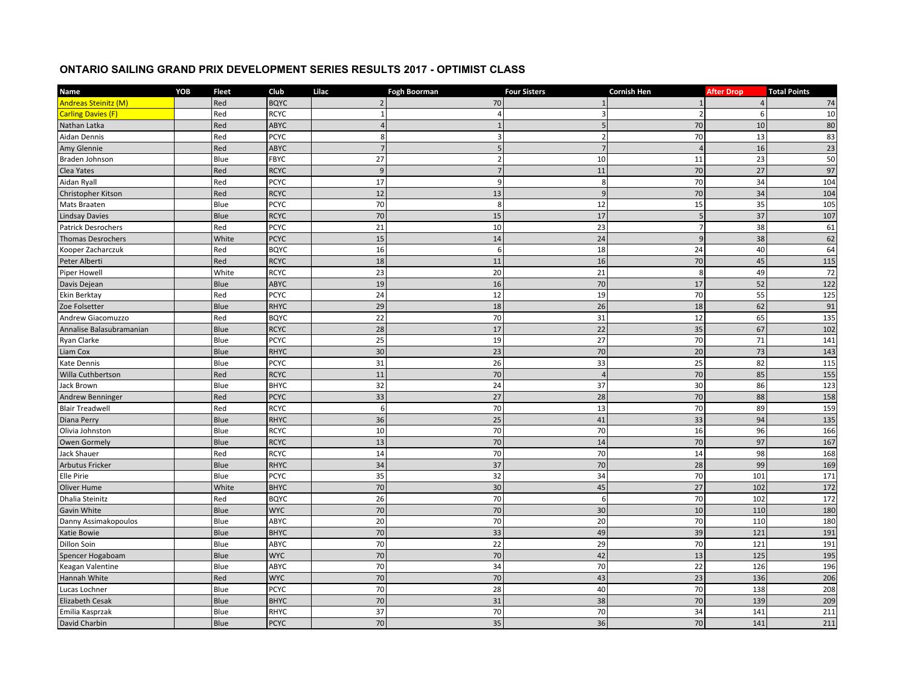# ONTARIO SAILING GRAND PRIX DEVELOPMENT SERIES RESULTS 2017 - OPTIMIST CLASS

| Name | YOB | Fleet | Club | Lilac | Fogh Boorman | Four Sisters | Cornish Hen | After Drop | Total Points |
|---|---|---|---|---|---|---|---|---|---|
| Andreas Steinitz (M) | | Red | BQYC | 2 | 70 | 1 | 1 | 4 | 74 |
| Carling Davies (F) | | Red | RCYC | 1 | 4 | 3 | 2 | 6 | 10 |
| Nathan Latka | | Red | ABYC | 4 | 1 | 5 | 70 | 10 | 80 |
| Aidan Dennis | | Red | PCYC | 8 | 3 | 2 | 70 | 13 | 83 |
| Amy Glennie | | Red | ABYC | 7 | 5 | 7 | 4 | 16 | 23 |
| Braden Johnson | | Blue | FBYC | 27 | 2 | 10 | 11 | 23 | 50 |
| Clea Yates | | Red | RCYC | 9 | 7 | 11 | 70 | 27 | 97 |
| Aidan Ryall | | Red | PCYC | 17 | 9 | 8 | 70 | 34 | 104 |
| Christopher Kitson | | Red | RCYC | 12 | 13 | 9 | 70 | 34 | 104 |
| Mats Braaten | | Blue | PCYC | 70 | 8 | 12 | 15 | 35 | 105 |
| Lindsay Davies | | Blue | RCYC | 70 | 15 | 17 | 5 | 37 | 107 |
| Patrick Desrochers | | Red | PCYC | 21 | 10 | 23 | 7 | 38 | 61 |
| Thomas Desrochers | | White | PCYC | 15 | 14 | 24 | 9 | 38 | 62 |
| Kooper Zacharczuk | | Red | BQYC | 16 | 6 | 18 | 24 | 40 | 64 |
| Peter Alberti | | Red | RCYC | 18 | 11 | 16 | 70 | 45 | 115 |
| Piper Howell | | White | RCYC | 23 | 20 | 21 | 8 | 49 | 72 |
| Davis Dejean | | Blue | ABYC | 19 | 16 | 70 | 17 | 52 | 122 |
| Ekin Berktay | | Red | PCYC | 24 | 12 | 19 | 70 | 55 | 125 |
| Zoe Folsetter | | Blue | RHYC | 29 | 18 | 26 | 18 | 62 | 91 |
| Andrew Giacomuzzo | | Red | BQYC | 22 | 70 | 31 | 12 | 65 | 135 |
| Annalise Balasubramanian | | Blue | RCYC | 28 | 17 | 22 | 35 | 67 | 102 |
| Ryan Clarke | | Blue | PCYC | 25 | 19 | 27 | 70 | 71 | 141 |
| Liam Cox | | Blue | RHYC | 30 | 23 | 70 | 20 | 73 | 143 |
| Kate Dennis | | Blue | PCYC | 31 | 26 | 33 | 25 | 82 | 115 |
| Willa Cuthbertson | | Red | RCYC | 11 | 70 | 4 | 70 | 85 | 155 |
| Jack Brown | | Blue | BHYC | 32 | 24 | 37 | 30 | 86 | 123 |
| Andrew Benninger | | Red | PCYC | 33 | 27 | 28 | 70 | 88 | 158 |
| Blair Treadwell | | Red | RCYC | 6 | 70 | 13 | 70 | 89 | 159 |
| Diana Perry | | Blue | RHYC | 36 | 25 | 41 | 33 | 94 | 135 |
| Olivia Johnston | | Blue | RCYC | 10 | 70 | 70 | 16 | 96 | 166 |
| Owen Gormely | | Blue | RCYC | 13 | 70 | 14 | 70 | 97 | 167 |
| Jack Shauer | | Red | RCYC | 14 | 70 | 70 | 14 | 98 | 168 |
| Arbutus Fricker | | Blue | RHYC | 34 | 37 | 70 | 28 | 99 | 169 |
| Elle Pirie | | Blue | PCYC | 35 | 32 | 34 | 70 | 101 | 171 |
| Oliver Hume | | White | BHYC | 70 | 30 | 45 | 27 | 102 | 172 |
| Dhalia Steinitz | | Red | BQYC | 26 | 70 | 6 | 70 | 102 | 172 |
| Gavin White | | Blue | WYC | 70 | 70 | 30 | 10 | 110 | 180 |
| Danny Assimakopoulos | | Blue | ABYC | 20 | 70 | 20 | 70 | 110 | 180 |
| Katie Bowie | | Blue | BHYC | 70 | 33 | 49 | 39 | 121 | 191 |
| Dillon Soin | | Blue | ABYC | 70 | 22 | 29 | 70 | 121 | 191 |
| Spencer Hogaboam | | Blue | WYC | 70 | 70 | 42 | 13 | 125 | 195 |
| Keagan Valentine | | Blue | ABYC | 70 | 34 | 70 | 22 | 126 | 196 |
| Hannah White | | Red | WYC | 70 | 70 | 43 | 23 | 136 | 206 |
| Lucas Lochner | | Blue | PCYC | 70 | 28 | 40 | 70 | 138 | 208 |
| Elizabeth Cesak | | Blue | BHYC | 70 | 31 | 38 | 70 | 139 | 209 |
| Emilia Kasprzak | | Blue | RHYC | 37 | 70 | 70 | 34 | 141 | 211 |
| David Charbin | | Blue | PCYC | 70 | 35 | 36 | 70 | 141 | 211 |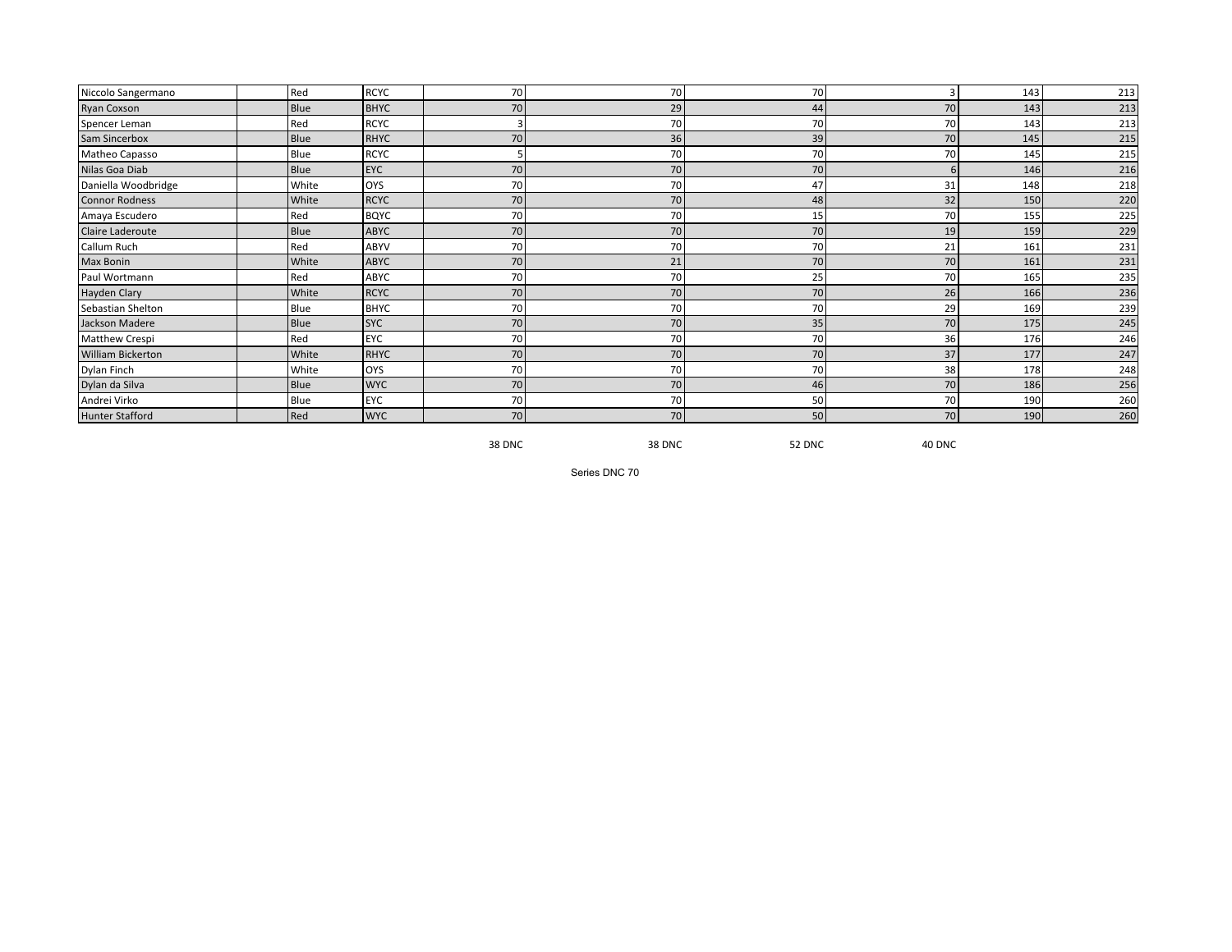| | | | | | | | | | |
|---|---|---|---|---|---|---|---|---|---|
| Niccolo Sangermano | | Red | RCYC | 70 | 70 | 70 | 3 | 143 | 213 |
| Ryan Coxson | | Blue | BHYC | 70 | 29 | 44 | 70 | 143 | 213 |
| Spencer Leman | | Red | RCYC | 3 | 70 | 70 | 70 | 143 | 213 |
| Sam Sincerbox | | Blue | RHYC | 70 | 36 | 39 | 70 | 145 | 215 |
| Matheo Capasso | | Blue | RCYC | 5 | 70 | 70 | 70 | 145 | 215 |
| Nilas Goa Diab | | Blue | EYC | 70 | 70 | 70 | 6 | 146 | 216 |
| Daniella Woodbridge | | White | OYS | 70 | 70 | 47 | 31 | 148 | 218 |
| Connor Rodness | | White | RCYC | 70 | 70 | 48 | 32 | 150 | 220 |
| Amaya Escudero | | Red | BQYC | 70 | 70 | 15 | 70 | 155 | 225 |
| Claire Laderoute | | Blue | ABYC | 70 | 70 | 70 | 19 | 159 | 229 |
| Callum Ruch | | Red | ABYV | 70 | 70 | 70 | 21 | 161 | 231 |
| Max Bonin | | White | ABYC | 70 | 21 | 70 | 70 | 161 | 231 |
| Paul Wortmann | | Red | ABYC | 70 | 70 | 25 | 70 | 165 | 235 |
| Hayden Clary | | White | RCYC | 70 | 70 | 70 | 26 | 166 | 236 |
| Sebastian Shelton | | Blue | BHYC | 70 | 70 | 70 | 29 | 169 | 239 |
| Jackson Madere | | Blue | SYC | 70 | 70 | 35 | 70 | 175 | 245 |
| Matthew Crespi | | Red | EYC | 70 | 70 | 70 | 36 | 176 | 246 |
| William Bickerton | | White | RHYC | 70 | 70 | 70 | 37 | 177 | 247 |
| Dylan Finch | | White | OYS | 70 | 70 | 70 | 38 | 178 | 248 |
| Dylan da Silva | | Blue | WYC | 70 | 70 | 46 | 70 | 186 | 256 |
| Andrei Virko | | Blue | EYC | 70 | 70 | 50 | 70 | 190 | 260 |
| Hunter Stafford | | Red | WYC | 70 | 70 | 50 | 70 | 190 | 260 |
| | | | | 38 DNC | 38 DNC | 52 DNC | 40 DNC | | |

Series DNC 70